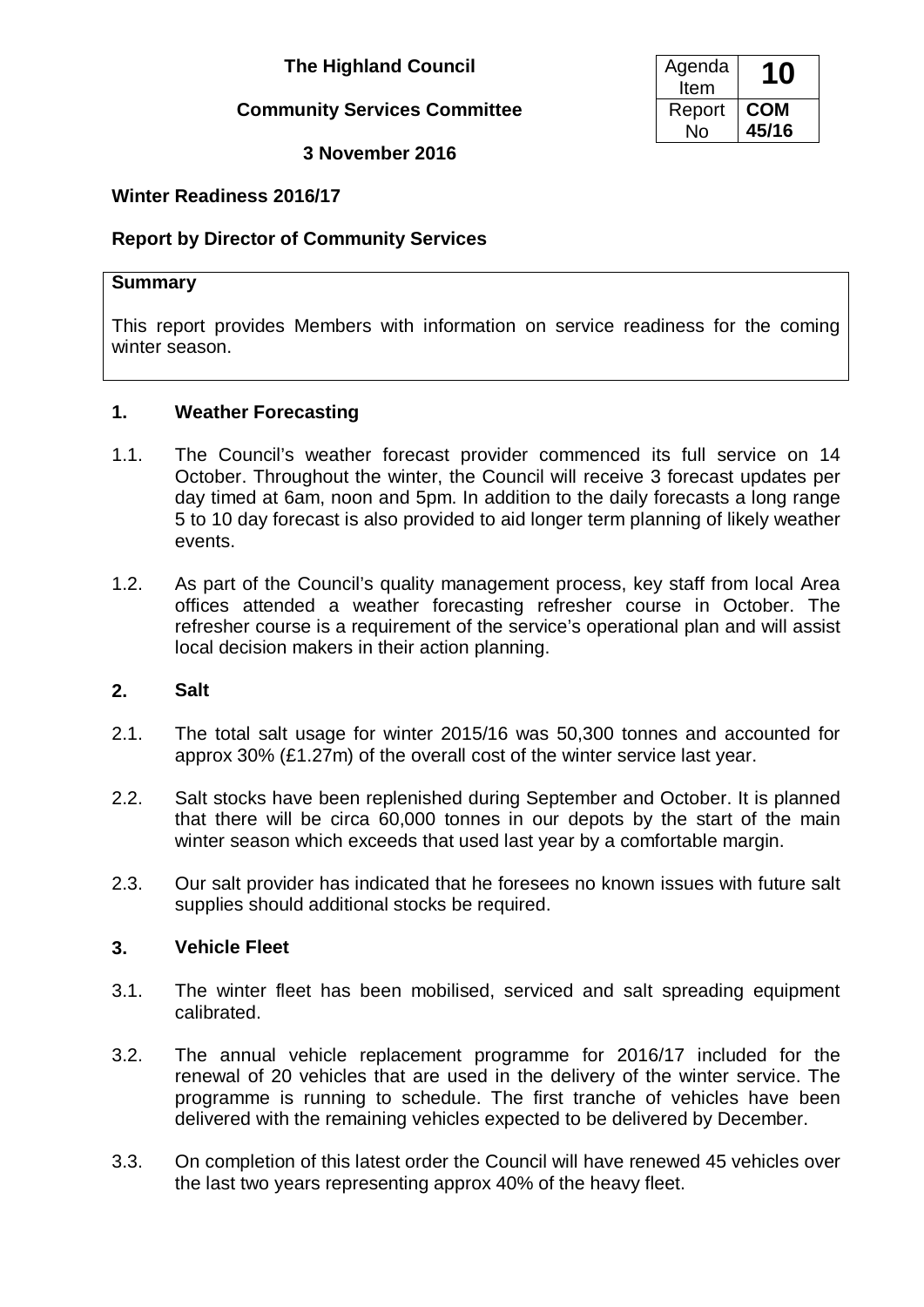**The Highland Council**

**Community Services Committee**

**3 November 2016**

| Agenda Item | **10** |
|---|---|
| Report No | **COM 45/16** |

## Winter Readiness 2016/17

### Report by Director of Community Services

**Summary**

This report provides Members with information on service readiness for the coming winter season.

### 1. Weather Forecasting

1.1. The Council's weather forecast provider commenced its full service on 14 October. Throughout the winter, the Council will receive 3 forecast updates per day timed at 6am, noon and 5pm. In addition to the daily forecasts a long range 5 to 10 day forecast is also provided to aid longer term planning of likely weather events.

1.2. As part of the Council's quality management process, key staff from local Area offices attended a weather forecasting refresher course in October. The refresher course is a requirement of the service's operational plan and will assist local decision makers in their action planning.

### 2. Salt

2.1. The total salt usage for winter 2015/16 was 50,300 tonnes and accounted for approx 30% (£1.27m) of the overall cost of the winter service last year.

2.2. Salt stocks have been replenished during September and October. It is planned that there will be circa 60,000 tonnes in our depots by the start of the main winter season which exceeds that used last year by a comfortable margin.

2.3. Our salt provider has indicated that he foresees no known issues with future salt supplies should additional stocks be required.

### 3. Vehicle Fleet

3.1. The winter fleet has been mobilised, serviced and salt spreading equipment calibrated.

3.2. The annual vehicle replacement programme for 2016/17 included for the renewal of 20 vehicles that are used in the delivery of the winter service. The programme is running to schedule. The first tranche of vehicles have been delivered with the remaining vehicles expected to be delivered by December.

3.3. On completion of this latest order the Council will have renewed 45 vehicles over the last two years representing approx 40% of the heavy fleet.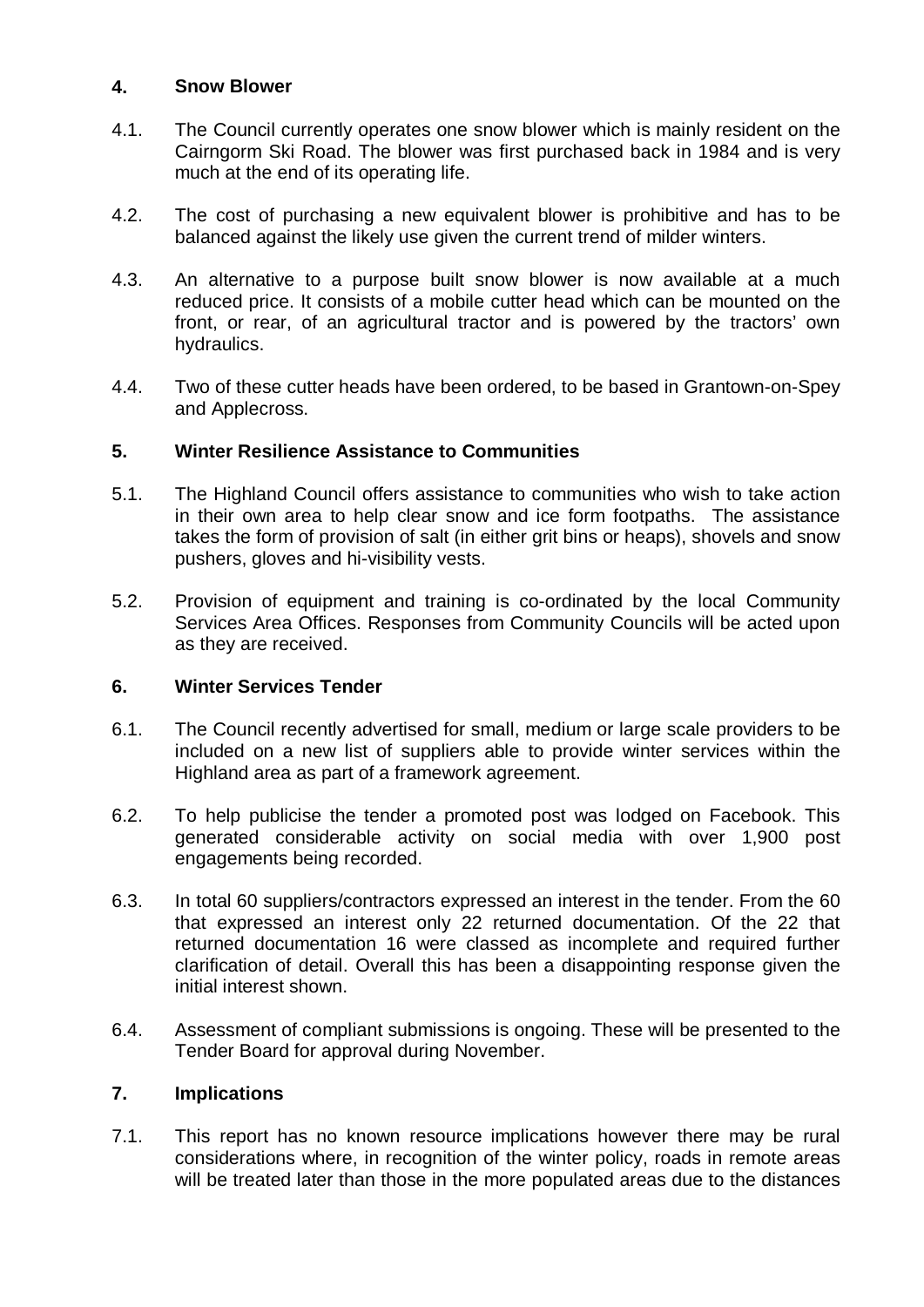## 4. Snow Blower

4.1. The Council currently operates one snow blower which is mainly resident on the Cairngorm Ski Road. The blower was first purchased back in 1984 and is very much at the end of its operating life.

4.2. The cost of purchasing a new equivalent blower is prohibitive and has to be balanced against the likely use given the current trend of milder winters.

4.3. An alternative to a purpose built snow blower is now available at a much reduced price. It consists of a mobile cutter head which can be mounted on the front, or rear, of an agricultural tractor and is powered by the tractors' own hydraulics.

4.4. Two of these cutter heads have been ordered, to be based in Grantown-on-Spey and Applecross.

## 5. Winter Resilience Assistance to Communities

5.1. The Highland Council offers assistance to communities who wish to take action in their own area to help clear snow and ice form footpaths. The assistance takes the form of provision of salt (in either grit bins or heaps), shovels and snow pushers, gloves and hi-visibility vests.

5.2. Provision of equipment and training is co-ordinated by the local Community Services Area Offices. Responses from Community Councils will be acted upon as they are received.

## 6. Winter Services Tender

6.1. The Council recently advertised for small, medium or large scale providers to be included on a new list of suppliers able to provide winter services within the Highland area as part of a framework agreement.

6.2. To help publicise the tender a promoted post was lodged on Facebook. This generated considerable activity on social media with over 1,900 post engagements being recorded.

6.3. In total 60 suppliers/contractors expressed an interest in the tender. From the 60 that expressed an interest only 22 returned documentation. Of the 22 that returned documentation 16 were classed as incomplete and required further clarification of detail. Overall this has been a disappointing response given the initial interest shown.

6.4. Assessment of compliant submissions is ongoing. These will be presented to the Tender Board for approval during November.

## 7. Implications

7.1. This report has no known resource implications however there may be rural considerations where, in recognition of the winter policy, roads in remote areas will be treated later than those in the more populated areas due to the distances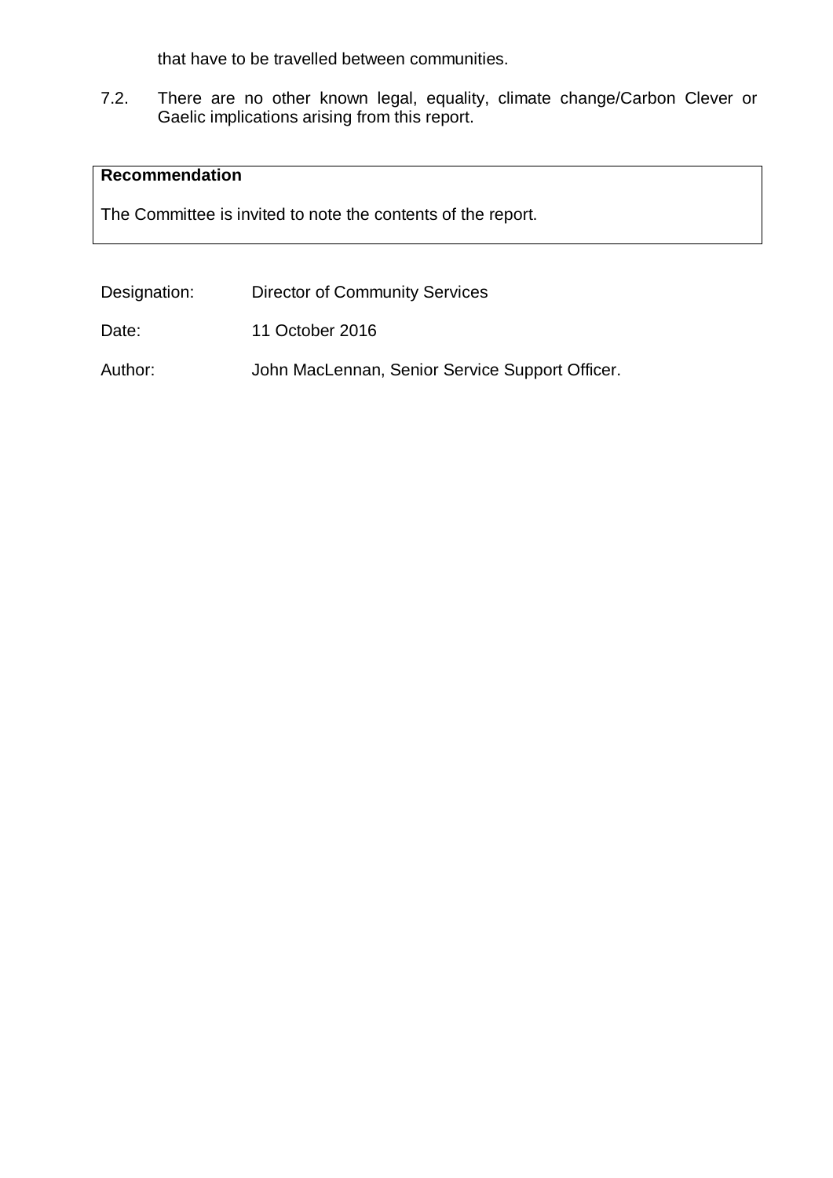that have to be travelled between communities.

7.2. There are no other known legal, equality, climate change/Carbon Clever or Gaelic implications arising from this report.

**Recommendation**

The Committee is invited to note the contents of the report.

Designation: Director of Community Services

Date: 11 October 2016

Author: John MacLennan, Senior Service Support Officer.